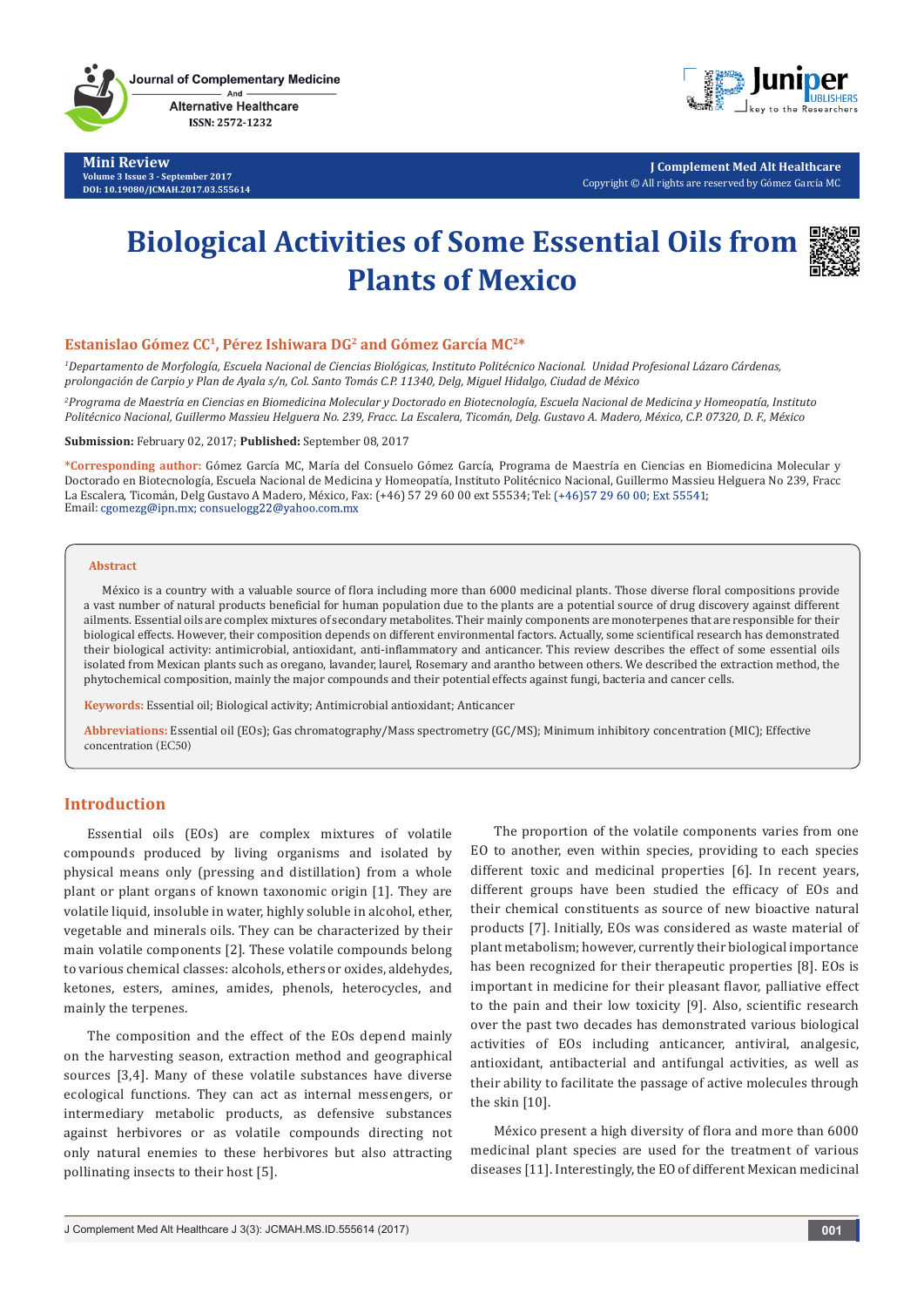Mini Review
Volume 3 Issue 3 - September 2017
DOI: 10.19080/JCMAH.2017.03.555614

Copyright © All rights are reserved by Gómez García MC

# Biological Activities of Some Essential Oils from Plants of Mexico

**Estanislao Gómez CC[1], Pérez Ishiwara DG[2] and Gómez García MC[2]***

[1]*Departamento de Morfología, Escuela Nacional de Ciencias Biológicas, Instituto Politécnico Nacional. Unidad Profesional Lázaro Cárdenas, prolongación de Carpio y Plan de Ayala s/n, Col. Santo Tomás C.P. 11340, Delg, Miguel Hidalgo, Ciudad de México*

[2]*Programa de Maestría en Ciencias en Biomedicina Molecular y Doctorado en Biotecnología, Escuela Nacional de Medicina y Homeopatía, Instituto Politécnico Nacional, Guillermo Massieu Helguera No. 239, Fracc. La Escalera, Ticomán, Delg. Gustavo A. Madero, México, C.P. 07320, D. F., México*

**Submission:** February 02, 2017; **Published:** September 08, 2017

***Corresponding author:** Gómez García MC, María del Consuelo Gómez García, Programa de Maestría en Ciencias en Biomedicina Molecular y Doctorado en Biotecnología, Escuela Nacional de Medicina y Homeopatía, Instituto Politécnico Nacional, Guillermo Massieu Helguera No 239, Fracc La Escalera, Ticomán, Delg Gustavo A Madero, México, Fax: (+46) 57 29 60 00 ext 55534; Tel: (+46)57 29 60 00; Ext 55541; Email: cgomezg@ipn.mx; consuelogg22@yahoo.com.mx

## Abstract

México is a country with a valuable source of flora including more than 6000 medicinal plants. Those diverse floral compositions provide a vast number of natural products beneficial for human population due to the plants are a potential source of drug discovery against different ailments. Essential oils are complex mixtures of secondary metabolites. Their mainly components are monoterpenes that are responsible for their biological effects. However, their composition depends on different environmental factors. Actually, some scientifical research has demonstrated their biological activity: antimicrobial, antioxidant, anti-inflammatory and anticancer. This review describes the effect of some essential oils isolated from Mexican plants such as oregano, lavander, laurel, Rosemary and arantho between others. We described the extraction method, the phytochemical composition, mainly the major compounds and their potential effects against fungi, bacteria and cancer cells.

**Keywords:** Essential oil; Biological activity; Antimicrobial antioxidant; Anticancer

**Abbreviations:** Essential oil (EOs); Gas chromatography/Mass spectrometry (GC/MS); Minimum inhibitory concentration (MIC); Effective concentration (EC50)

## Introduction

Essential oils (EOs) are complex mixtures of volatile compounds produced by living organisms and isolated by physical means only (pressing and distillation) from a whole plant or plant organs of known taxonomic origin [1]. They are volatile liquid, insoluble in water, highly soluble in alcohol, ether, vegetable and minerals oils. They can be characterized by their main volatile components [2]. These volatile compounds belong to various chemical classes: alcohols, ethers or oxides, aldehydes, ketones, esters, amines, amides, phenols, heterocycles, and mainly the terpenes.

The composition and the effect of the EOs depend mainly on the harvesting season, extraction method and geographical sources [3,4]. Many of these volatile substances have diverse ecological functions. They can act as internal messengers, or intermediary metabolic products, as defensive substances against herbivores or as volatile compounds directing not only natural enemies to these herbivores but also attracting pollinating insects to their host [5].

The proportion of the volatile components varies from one EO to another, even within species, providing to each species different toxic and medicinal properties [6]. In recent years, different groups have been studied the efficacy of EOs and their chemical constituents as source of new bioactive natural products [7]. Initially, EOs was considered as waste material of plant metabolism; however, currently their biological importance has been recognized for their therapeutic properties [8]. EOs is important in medicine for their pleasant flavor, palliative effect to the pain and their low toxicity [9]. Also, scientific research over the past two decades has demonstrated various biological activities of EOs including anticancer, antiviral, analgesic, antioxidant, antibacterial and antifungal activities, as well as their ability to facilitate the passage of active molecules through the skin [10].

México present a high diversity of flora and more than 6000 medicinal plant species are used for the treatment of various diseases [11]. Interestingly, the EO of different Mexican medicinal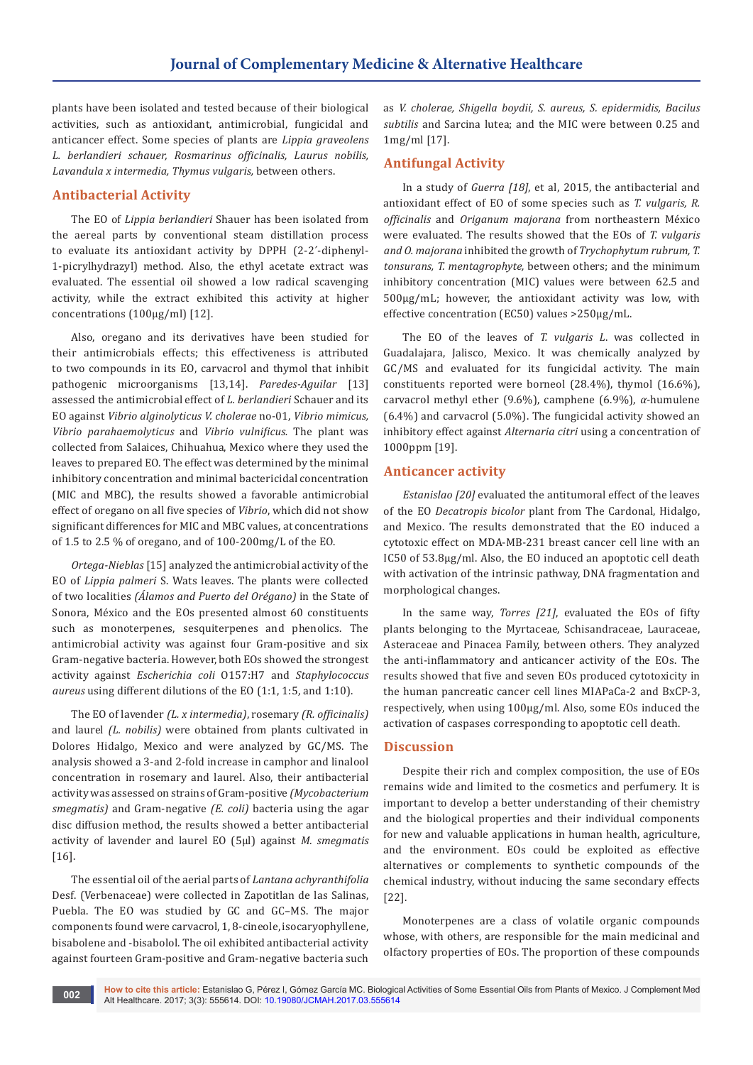plants have been isolated and tested because of their biological activities, such as antioxidant, antimicrobial, fungicidal and anticancer effect. Some species of plants are *Lippia graveolens L. berlandieri schauer, Rosmarinus officinalis, Laurus nobilis, Lavandula x intermedia, Thymus vulgaris,* between others.

## Antibacterial Activity

The EO of *Lippia berlandieri* Shauer has been isolated from the aereal parts by conventional steam distillation process to evaluate its antioxidant activity by DPPH (2-2´-diphenyl-1-picrylhydrazyl) method. Also, the ethyl acetate extract was evaluated. The essential oil showed a low radical scavenging activity, while the extract exhibited this activity at higher concentrations (100µg/ml) [12].

Also, oregano and its derivatives have been studied for their antimicrobials effects; this effectiveness is attributed to two compounds in its EO, carvacrol and thymol that inhibit pathogenic microorganisms [13,14]. *Paredes-Aguilar* [13] assessed the antimicrobial effect of *L. berlandieri* Schauer and its EO against *Vibrio alginolyticus V. cholerae* no-01, *Vibrio mimicus, Vibrio parahaemolyticus* and *Vibrio vulnificus.* The plant was collected from Salaices, Chihuahua, Mexico where they used the leaves to prepared EO. The effect was determined by the minimal inhibitory concentration and minimal bactericidal concentration (MIC and MBC), the results showed a favorable antimicrobial effect of oregano on all five species of *Vibrio*, which did not show significant differences for MIC and MBC values, at concentrations of 1.5 to 2.5 % of oregano, and of 100-200mg/L of the EO.

*Ortega-Nieblas* [15] analyzed the antimicrobial activity of the EO of *Lippia palmeri* S. Wats leaves. The plants were collected of two localities *(Álamos and Puerto del Orégano)* in the State of Sonora, México and the EOs presented almost 60 constituents such as monoterpenes, sesquiterpenes and phenolics. The antimicrobial activity was against four Gram-positive and six Gram-negative bacteria. However, both EOs showed the strongest activity against *Escherichia coli* O157:H7 and *Staphylococcus aureus* using different dilutions of the EO (1:1, 1:5, and 1:10).

The EO of lavender *(L. x intermedia)*, rosemary *(R. officinalis)* and laurel *(L. nobilis)* were obtained from plants cultivated in Dolores Hidalgo, Mexico and were analyzed by GC/MS. The analysis showed a 3-and 2-fold increase in camphor and linalool concentration in rosemary and laurel. Also, their antibacterial activity was assessed on strains of Gram-positive *(Mycobacterium smegmatis)* and Gram-negative *(E. coli)* bacteria using the agar disc diffusion method, the results showed a better antibacterial activity of lavender and laurel EO (5µl) against *M. smegmatis* [16].

The essential oil of the aerial parts of *Lantana achyranthifolia* Desf. (Verbenaceae) were collected in Zapotitlan de las Salinas, Puebla. The EO was studied by GC and GC–MS. The major components found were carvacrol, 1, 8-cineole, isocaryophyllene, bisabolene and -bisabolol. The oil exhibited antibacterial activity against fourteen Gram-positive and Gram-negative bacteria such as *V. cholerae, Shigella boydii, S. aureus, S. epidermidis, Bacilus subtilis* and Sarcina lutea; and the MIC were between 0.25 and 1mg/ml [17].

## Antifungal Activity

In a study of *Guerra [18]*, et al, 2015, the antibacterial and antioxidant effect of EO of some species such as *T. vulgaris, R. officinalis* and *Origanum majorana* from northeastern México were evaluated. The results showed that the EOs of *T. vulgaris and O. majorana* inhibited the growth of *Trychophytum rubrum, T. tonsurans, T. mentagrophyte,* between others; and the minimum inhibitory concentration (MIC) values were between 62.5 and 500µg/mL; however, the antioxidant activity was low, with effective concentration (EC50) values >250µg/mL.

The EO of the leaves of *T. vulgaris L*. was collected in Guadalajara, Jalisco, Mexico. It was chemically analyzed by GC/MS and evaluated for its fungicidal activity. The main constituents reported were borneol (28.4%), thymol (16.6%), carvacrol methyl ether (9.6%), camphene (6.9%), *α*-humulene (6.4%) and carvacrol (5.0%). The fungicidal activity showed an inhibitory effect against *Alternaria citri* using a concentration of 1000ppm [19].

## Anticancer activity

*Estanislao [20]* evaluated the antitumoral effect of the leaves of the EO *Decatropis bicolor* plant from The Cardonal, Hidalgo, and Mexico. The results demonstrated that the EO induced a cytotoxic effect on MDA-MB-231 breast cancer cell line with an IC50 of 53.8µg/ml. Also, the EO induced an apoptotic cell death with activation of the intrinsic pathway, DNA fragmentation and morphological changes.

In the same way, *Torres [21]*, evaluated the EOs of fifty plants belonging to the Myrtaceae, Schisandraceae, Lauraceae, Asteraceae and Pinacea Family, between others. They analyzed the anti-inflammatory and anticancer activity of the EOs. The results showed that five and seven EOs produced cytotoxicity in the human pancreatic cancer cell lines MIAPaCa-2 and BxCP-3, respectively, when using 100µg/ml. Also, some EOs induced the activation of caspases corresponding to apoptotic cell death.

## Discussion

Despite their rich and complex composition, the use of EOs remains wide and limited to the cosmetics and perfumery. It is important to develop a better understanding of their chemistry and the biological properties and their individual components for new and valuable applications in human health, agriculture, and the environment. EOs could be exploited as effective alternatives or complements to synthetic compounds of the chemical industry, without inducing the same secondary effects [22].

Monoterpenes are a class of volatile organic compounds whose, with others, are responsible for the main medicinal and olfactory properties of EOs. The proportion of these compounds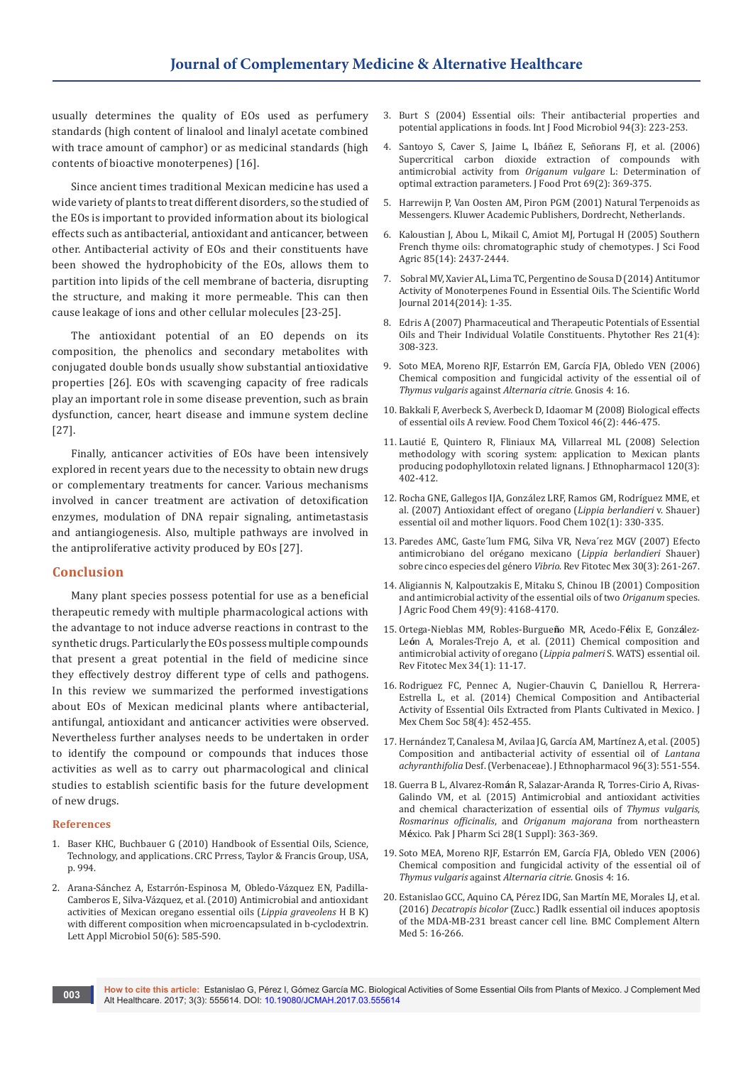usually determines the quality of EOs used as perfumery standards (high content of linalool and linalyl acetate combined with trace amount of camphor) or as medicinal standards (high contents of bioactive monoterpenes) [16].

Since ancient times traditional Mexican medicine has used a wide variety of plants to treat different disorders, so the studied of the EOs is important to provided information about its biological effects such as antibacterial, antioxidant and anticancer, between other. Antibacterial activity of EOs and their constituents have been showed the hydrophobicity of the EOs, allows them to partition into lipids of the cell membrane of bacteria, disrupting the structure, and making it more permeable. This can then cause leakage of ions and other cellular molecules [23-25].

The antioxidant potential of an EO depends on its composition, the phenolics and secondary metabolites with conjugated double bonds usually show substantial antioxidative properties [26]. EOs with scavenging capacity of free radicals play an important role in some disease prevention, such as brain dysfunction, cancer, heart disease and immune system decline [27].

Finally, anticancer activities of EOs have been intensively explored in recent years due to the necessity to obtain new drugs or complementary treatments for cancer. Various mechanisms involved in cancer treatment are activation of detoxification enzymes, modulation of DNA repair signaling, antimetastasis and antiangiogenesis. Also, multiple pathways are involved in the antiproliferative activity produced by EOs [27].

## Conclusion

Many plant species possess potential for use as a beneficial therapeutic remedy with multiple pharmacological actions with the advantage to not induce adverse reactions in contrast to the synthetic drugs. Particularly the EOs possess multiple compounds that present a great potential in the field of medicine since they effectively destroy different type of cells and pathogens. In this review we summarized the performed investigations about EOs of Mexican medicinal plants where antibacterial, antifungal, antioxidant and anticancer activities were observed. Nevertheless further analyses needs to be undertaken in order to identify the compound or compounds that induces those activities as well as to carry out pharmacological and clinical studies to establish scientific basis for the future development of new drugs.

## References

1. Baser KHC, Buchbauer G (2010) Handbook of Essential Oils, Science, Technology, and applications. CRC Prress, Taylor & Francis Group, USA, p. 994.
2. Arana-Sánchez A, Estarrón-Espinosa M, Obledo-Vázquez EN, Padilla-Camberos E, Silva-Vázquez, et al. (2010) Antimicrobial and antioxidant activities of Mexican oregano essential oils (*Lippia graveolens* H B K) with different composition when microencapsulated in b-cyclodextrin. Lett Appl Microbiol 50(6): 585-590.
3. Burt S (2004) Essential oils: Their antibacterial properties and potential applications in foods. Int J Food Microbiol 94(3): 223-253.
4. Santoyo S, Caver S, Jaime L, Ibáñez E, Señorans FJ, et al. (2006) Supercritical carbon dioxide extraction of compounds with antimicrobial activity from *Origanum vulgare* L: Determination of optimal extraction parameters. J Food Prot 69(2): 369-375.
5. Harrewijn P, Van Oosten AM, Piron PGM (2001) Natural Terpenoids as Messengers. Kluwer Academic Publishers, Dordrecht, Netherlands.
6. Kaloustian J, Abou L, Mikail C, Amiot MJ, Portugal H (2005) Southern French thyme oils: chromatographic study of chemotypes. J Sci Food Agric 85(14): 2437-2444.
7. Sobral MV, Xavier AL, Lima TC, Pergentino de Sousa D (2014) Antitumor Activity of Monoterpenes Found in Essential Oils. The Scientific World Journal 2014(2014): 1-35.
8. Edris A (2007) Pharmaceutical and Therapeutic Potentials of Essential Oils and Their Individual Volatile Constituents. Phytother Res 21(4): 308-323.
9. Soto MEA, Moreno RJF, Estarrón EM, García FJA, Obledo VEN (2006) Chemical composition and fungicidal activity of the essential oil of *Thymus vulgaris* against *Alternaria citrie*. Gnosis 4: 16.
10. Bakkali F, Averbeck S, Averbeck D, Idaomar M (2008) Biological effects of essential oils A review. Food Chem Toxicol 46(2): 446-475.
11. Lautié E, Quintero R, Fliniaux MA, Villarreal ML (2008) Selection methodology with scoring system: application to Mexican plants producing podophyllotoxin related lignans. J Ethnopharmacol 120(3): 402-412.
12. Rocha GNE, Gallegos IJA, González LRF, Ramos GM, Rodríguez MME, et al. (2007) Antioxidant effect of oregano (*Lippia berlandieri* v. Shauer) essential oil and mother liquors. Food Chem 102(1): 330-335.
13. Paredes AMC, Gaste´lum FMG, Silva VR, Neva´rez MGV (2007) Efecto antimicrobiano del orégano mexicano (*Lippia berlandieri* Shauer) sobre cinco especies del género *Vibrio*. Rev Fitotec Mex 30(3): 261-267.
14. Aligiannis N, Kalpoutzakis E, Mitaku S, Chinou IB (2001) Composition and antimicrobial activity of the essential oils of two *Origanum* species. J Agric Food Chem 49(9): 4168-4170.
15. Ortega-Nieblas MM, Robles-Burgueño MR, Acedo-Félix E, González-León A, Morales-Trejo A, et al. (2011) Chemical composition and antimicrobial activity of oregano (*Lippia palmeri* S. WATS) essential oil. Rev Fitotec Mex 34(1): 11-17.
16. Rodriguez FC, Pennec A, Nugier-Chauvin C, Daniellou R, Herrera-Estrella L, et al. (2014) Chemical Composition and Antibacterial Activity of Essential Oils Extracted from Plants Cultivated in Mexico. J Mex Chem Soc 58(4): 452-455.
17. Hernández T, Canalesa M, Avilaa JG, García AM, Martínez A, et al. (2005) Composition and antibacterial activity of essential oil of *Lantana achyranthifolia* Desf. (Verbenaceae). J Ethnopharmacol 96(3): 551-554.
18. Guerra B L, Alvarez-Román R, Salazar-Aranda R, Torres-Cirio A, Rivas-Galindo VM, et al. (2015) Antimicrobial and antioxidant activities and chemical characterization of essential oils of *Thymus vulgaris*, *Rosmarinus officinalis*, and *Origanum majorana* from northeastern México. Pak J Pharm Sci 28(1 Suppl): 363-369.
19. Soto MEA, Moreno RJF, Estarrón EM, García FJA, Obledo VEN (2006) Chemical composition and fungicidal activity of the essential oil of *Thymus vulgaris* against *Alternaria citrie*. Gnosis 4: 16.
20. Estanislao GCC, Aquino CA, Pérez IDG, San Martín ME, Morales LJ, et al. (2016) *Decatropis bicolor* (Zucc.) Radlk essential oil induces apoptosis of the MDA-MB-231 breast cancer cell line. BMC Complement Altern Med 5: 16-266.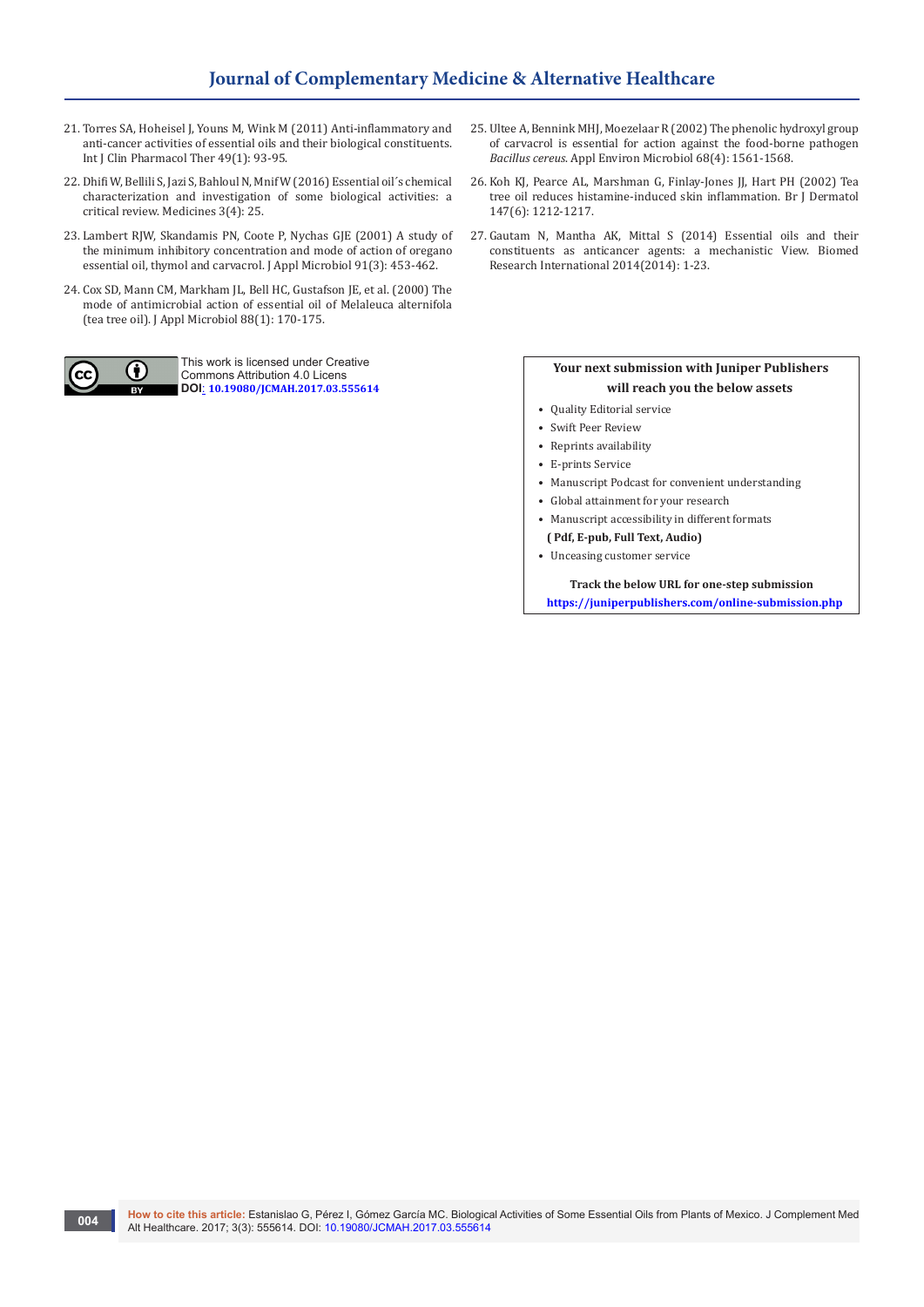21. Torres SA, Hoheisel J, Youns M, Wink M (2011) Anti-inflammatory and anti-cancer activities of essential oils and their biological constituents. Int J Clin Pharmacol Ther 49(1): 93-95.
22. Dhifi W, Bellili S, Jazi S, Bahloul N, Mnif W (2016) Essential oil´s chemical characterization and investigation of some biological activities: a critical review. Medicines 3(4): 25.
23. Lambert RJW, Skandamis PN, Coote P, Nychas GJE (2001) A study of the minimum inhibitory concentration and mode of action of oregano essential oil, thymol and carvacrol. J Appl Microbiol 91(3): 453-462.
24. Cox SD, Mann CM, Markham JL, Bell HC, Gustafson JE, et al. (2000) The mode of antimicrobial action of essential oil of Melaleuca alternifola (tea tree oil). J Appl Microbiol 88(1): 170-175.
25. Ultee A, Bennink MHJ, Moezelaar R (2002) The phenolic hydroxyl group of carvacrol is essential for action against the food-borne pathogen *Bacillus cereus*. Appl Environ Microbiol 68(4): 1561-1568.
26. Koh KJ, Pearce AL, Marshman G, Finlay-Jones JJ, Hart PH (2002) Tea tree oil reduces histamine-induced skin inflammation. Br J Dermatol 147(6): 1212-1217.
27. Gautam N, Mantha AK, Mittal S (2014) Essential oils and their constituents as anticancer agents: a mechanistic View. Biomed Research International 2014(2014): 1-23.

This work is licensed under Creative Commons Attribution 4.0 Licens
**DOI**: 10.19080/JCMAH.2017.03.555614

**Your next submission with Juniper Publishers will reach you the below assets**

- Quality Editorial service
- Swift Peer Review
- Reprints availability
- E-prints Service
- Manuscript Podcast for convenient understanding
- Global attainment for your research
- Manuscript accessibility in different formats
  **( Pdf, E-pub, Full Text, Audio)**
- Unceasing customer service

**Track the below URL for one-step submission**
**https://juniperpublishers.com/online-submission.php**

**How to cite this article:** Estanislao G, Pérez I, Gómez García MC. Biological Activities of Some Essential Oils from Plants of Mexico. J Complement Med Alt Healthcare. 2017; 3(3): 555614. DOI: 10.19080/JCMAH.2017.03.555614